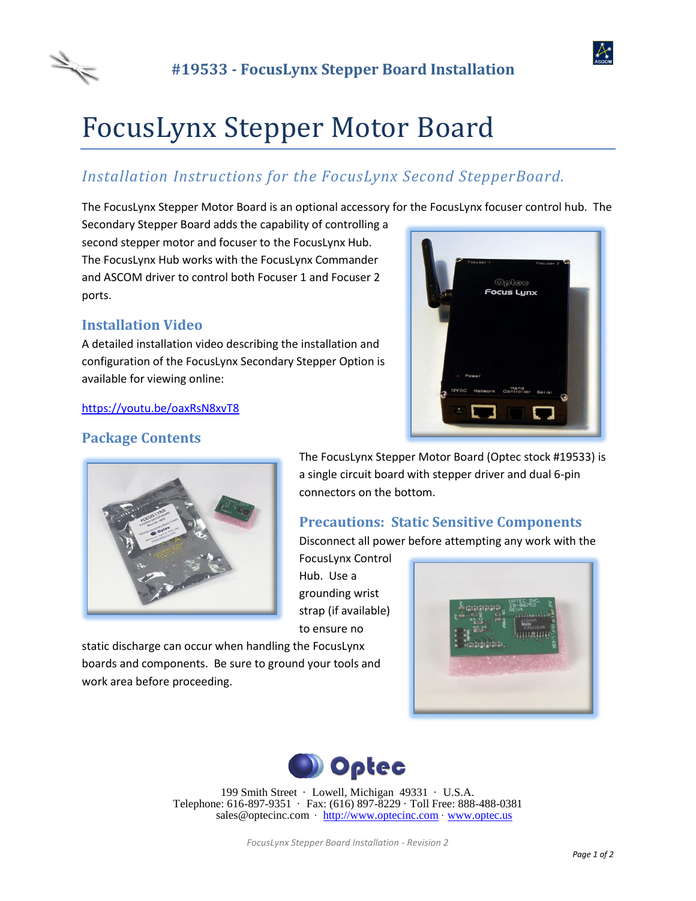# FocusLynx Stepper Motor Board

## *Installation Instructions for the FocusLynx Second StepperBoard.*

The FocusLynx Stepper Motor Board is an optional accessory for the FocusLynx focuser control hub. The Secondary Stepper Board adds the capability of controlling a second stepper motor and focuser to the FocusLynx Hub. The FocusLynx Hub works with the FocusLynx Commander and ASCOM driver to control both Focuser 1 and Focuser 2 ports.

### Installation Video

A detailed installation video describing the installation and configuration of the FocusLynx Secondary Stepper Option is available for viewing online:

https://youtu.be/oaxRsN8xvT8

### Package Contents

The FocusLynx Stepper Motor Board (Optec stock #19533) is a single circuit board with stepper driver and dual 6-pin connectors on the bottom.

### Precautions: Static Sensitive Components

Disconnect all power before attempting any work with the FocusLynx Control Hub. Use a grounding wrist strap (if available) to ensure no static discharge can occur when handling the FocusLynx boards and components. Be sure to ground your tools and work area before proceeding.

199 Smith Street · Lowell, Michigan 49331 · U.S.A.
Telephone: 616-897-9351 · Fax: (616) 897-8229 · Toll Free: 888-488-0381
sales@optecinc.com · http://www.optecinc.com · www.optec.us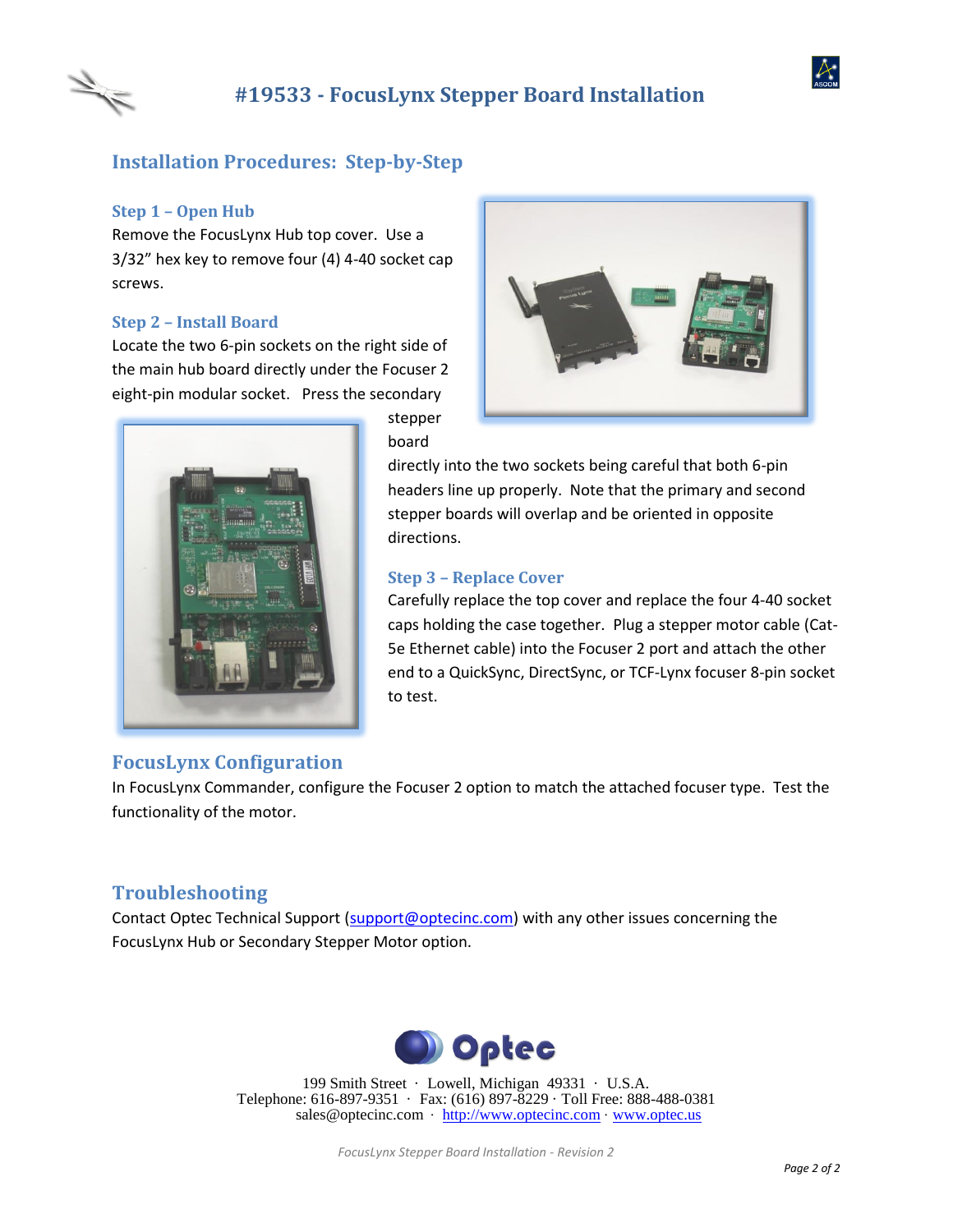# #19533 - FocusLynx Stepper Board Installation

## Installation Procedures: Step-by-Step

### Step 1 – Open Hub

Remove the FocusLynx Hub top cover. Use a 3/32" hex key to remove four (4) 4-40 socket cap screws.

### Step 2 – Install Board

Locate the two 6-pin sockets on the right side of the main hub board directly under the Focuser 2 eight-pin modular socket. Press the secondary stepper board directly into the two sockets being careful that both 6-pin headers line up properly. Note that the primary and second stepper boards will overlap and be oriented in opposite directions.

### Step 3 – Replace Cover

Carefully replace the top cover and replace the four 4-40 socket caps holding the case together. Plug a stepper motor cable (Cat-5e Ethernet cable) into the Focuser 2 port and attach the other end to a QuickSync, DirectSync, or TCF-Lynx focuser 8-pin socket to test.

## FocusLynx Configuration

In FocusLynx Commander, configure the Focuser 2 option to match the attached focuser type. Test the functionality of the motor.

## Troubleshooting

Contact Optec Technical Support (support@optecinc.com) with any other issues concerning the FocusLynx Hub or Secondary Stepper Motor option.

Optec

199 Smith Street · Lowell, Michigan 49331 · U.S.A.
Telephone: 616-897-9351 · Fax: (616) 897-8229 · Toll Free: 888-488-0381
sales@optecinc.com · http://www.optecinc.com · www.optec.us

*FocusLynx Stepper Board Installation - Revision 2*